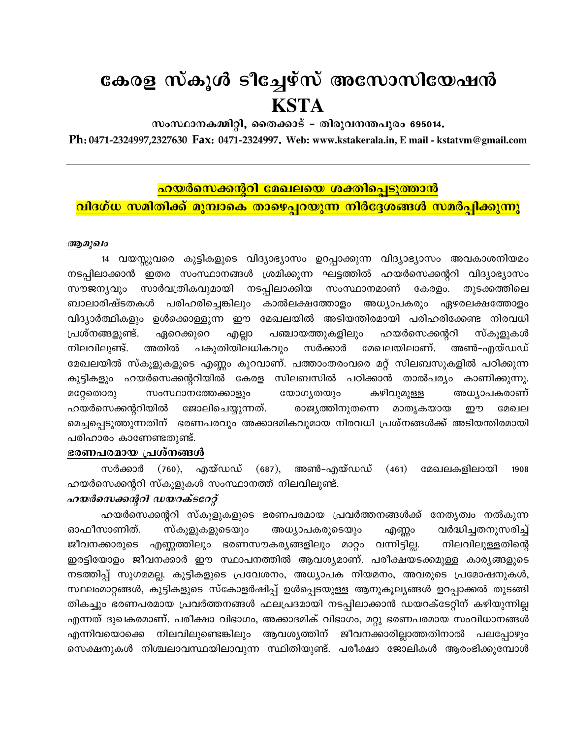# കേരള സ്കൂൾ ടീച്ചേഴ്സ് അസോസിയേഷൻ
# KSTA

**സംസ്ഥാനകമ്മിറ്റി, തൈക്കാട് – തിരുവനന്തപുരം 695014.**

**Ph: 0471-2324997,2327630 Fax: 0471-2324997. Web: www.kstakerala.in, E mail - kstatvm@gmail.com**

---

## ഹയർസെക്കന്ററി മേഖലയെ ശക്തിപ്പെടുത്താൻ വിദഗ്ധ സമിതിക്ക് മുമ്പാകെ താഴെപ്പറയുന്ന നിർദ്ദേശങ്ങൾ സമർപ്പിക്കുന്നു

***ആമുഖം***

14 വയസ്സുവരെ കുട്ടികളുടെ വിദ്യാഭ്യാസം ഉറപ്പാക്കുന്ന വിദ്യാഭ്യാസം അവകാശനിയമം നടപ്പിലാക്കാൻ ഇതര സംസ്ഥാനങ്ങൾ ശ്രമിക്കുന്ന ഘട്ടത്തിൽ ഹയർസെക്കന്ററി വിദ്യാഭ്യാസം സൗജന്യവും സാർവത്രികവുമായി നടപ്പിലാക്കിയ സംസ്ഥാനമാണ് കേരളം. തുടക്കത്തിലെ ബാലാരിഷ്ടതകൾ പരിഹരിച്ചെങ്കിലും കാൽലക്ഷത്തോളം അധ്യാപകരും ഏഴരലക്ഷത്തോളം വിദ്യാർത്ഥികളും ഉൾക്കൊള്ളുന്ന ഈ മേഖലയിൽ അടിയന്തിരമായി പരിഹരിക്കേണ്ട നിരവധി പ്രശ്നങ്ങളുണ്ട്. ഏറെക്കുറെ എല്ലാ പഞ്ചായത്തുകളിലും ഹയർസെക്കന്ററി സ്കൂളുകൾ നിലവിലുണ്ട്. അതിൽ പകുതിയിലധികവും സർക്കാർ മേഖലയിലാണ്. അൺ-എയ്ഡഡ് മേഖലയിൽ സ്കൂളുകളുടെ എണ്ണം കുറവാണ്. പത്താംതരംവരെ മറ്റ് സിലബസുകളിൽ പഠിക്കുന്ന കുട്ടികളും ഹയർസെക്കന്ററിയിൽ കേരള സിലബസിൽ പഠിക്കാൻ താൽപര്യം കാണിക്കുന്നു. മറ്റേതൊരു സംസ്ഥാനത്തേക്കാളും യോഗ്യതയും കഴിവുമുള്ള അധ്യാപകരാണ് ഹയർസെക്കന്ററിയിൽ ജോലിചെയ്യുന്നത്. രാജ്യത്തിനുതന്നെ മാതൃകയായ ഈ മേഖല മെച്ചപ്പെടുത്തുന്നതിന് ഭരണപരവും അക്കാദമികവുമായ നിരവധി പ്രശ്നങ്ങൾക്ക് അടിയന്തിരമായി പരിഹാരം കാണേണ്ടതുണ്ട്.

### ഭരണപരമായ പ്രശ്നങ്ങൾ

സർക്കാർ (760), എയ്ഡഡ് (687), അൺ-എയ്ഡഡ് (461) മേഖലകളിലായി 1908 ഹയർസെക്കന്ററി സ്കൂളുകൾ സംസ്ഥാനത്ത് നിലവിലുണ്ട്.

#### *ഹയർസെക്കന്ററി ഡയറക്ടറേറ്റ്*

ഹയർസെക്കന്ററി സ്കൂളുകളുടെ ഭരണപരമായ പ്രവർത്തനങ്ങൾക്ക് നേതൃത്വം നൽകുന്ന ഓഫീസാണിത്. സ്കൂളുകളുടെയും അധ്യാപകരുടെയും എണ്ണം വർദ്ധിച്ചതനുസരിച്ച് ജീവനക്കാരുടെ എണ്ണത്തിലും ഭരണസൗകര്യങ്ങളിലും മാറ്റം വന്നിട്ടില്ല. നിലവിലുള്ളതിന്റെ ഇരട്ടിയോളം ജീവനക്കാർ ഈ സ്ഥാപനത്തിൽ ആവശ്യമാണ്. പരീക്ഷയടക്കമുള്ള കാര്യങ്ങളുടെ നടത്തിപ്പ് സുഗമമല്ല. കുട്ടികളുടെ പ്രവേശനം, അധ്യാപക നിയമനം, അവരുടെ പ്രമോഷനുകൾ, സ്ഥലംമാറ്റങ്ങൾ, കുട്ടികളുടെ സ്കോളർഷിപ്പ് ഉൾപ്പെടയുള്ള ആനുകൂല്യങ്ങൾ ഉറപ്പാക്കൽ തുടങ്ങി തികച്ചും ഭരണപരമായ പ്രവർത്തനങ്ങൾ ഫലപ്രദമായി നടപ്പിലാക്കാൻ ഡയറക്ടേറ്റിന് കഴിയുന്നില്ല എന്നത് ദുഖകരമാണ്. പരീക്ഷാ വിഭാഗം, അക്കാദമിക് വിഭാഗം, മറ്റു ഭരണപരമായ സംവിധാനങ്ങൾ എന്നിവയൊക്കെ നിലവിലുണ്ടെങ്കിലും ആവശ്യത്തിന് ജീവനക്കാരില്ലാത്തതിനാൽ പലപ്പോഴും സെക്ഷനുകൾ നിശ്ചലാവസ്ഥയിലാവുന്ന സ്ഥിതിയുണ്ട്. പരീക്ഷാ ജോലികൾ ആരംഭിക്കുമ്പോൾ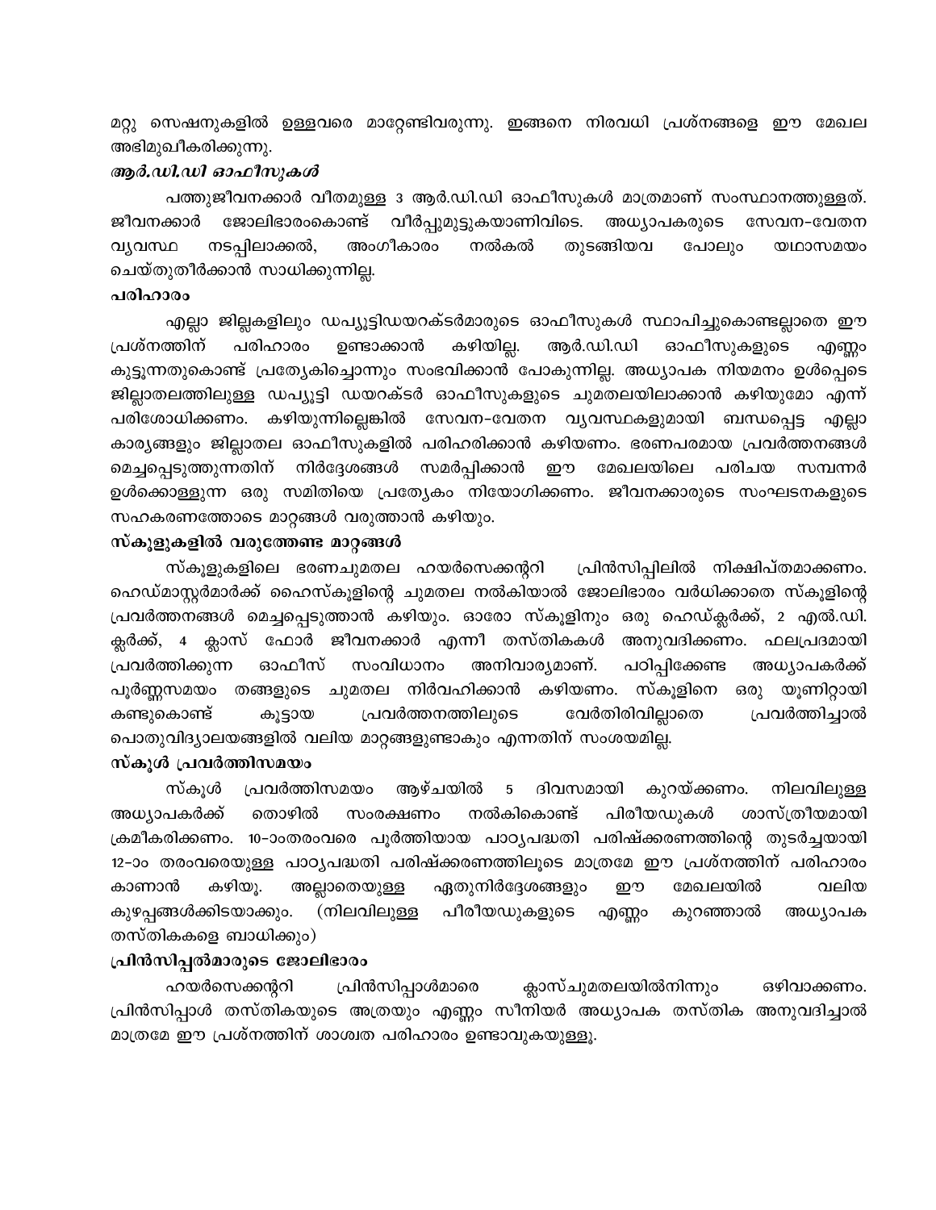മറ്റു സെഷനുകളിൽ ഉള്ളവരെ മാറ്റേണ്ടിവരുന്നു. ഇങ്ങനെ നിരവധി പ്രശ്നങ്ങളെ ഈ മേഖല അഭിമുഖീകരിക്കുന്നു.

***ആർ.ഡി.ഡി ഓഫീസുകൾ***

പത്തുജീവനക്കാർ വീതമുള്ള 3 ആർ.ഡി.ഡി ഓഫീസുകൾ മാത്രമാണ് സംസ്ഥാനത്തുള്ളത്. ജീവനക്കാർ ജോലിഭാരംകൊണ്ട് വീർപ്പുമുട്ടുകയാണിവിടെ. അധ്യാപകരുടെ സേവന-വേതന വ്യവസ്ഥ നടപ്പിലാക്കൽ, അംഗീകാരം നൽകൽ തുടങ്ങിയവ പോലും യഥാസമയം ചെയ്തുതീർക്കാൻ സാധിക്കുന്നില്ല.

**പരിഹാരം**

എല്ലാ ജില്ലകളിലും ഡപ്യൂട്ടിഡയറക്ടർമാരുടെ ഓഫീസുകൾ സ്ഥാപിച്ചുകൊണ്ടല്ലാതെ ഈ പ്രശ്നത്തിന് പരിഹാരം ഉണ്ടാക്കാൻ കഴിയില്ല. ആർ.ഡി.ഡി ഓഫീസുകളുടെ എണ്ണം കൂട്ടുന്നതുകൊണ്ട് പ്രത്യേകിച്ചൊന്നും സംഭവിക്കാൻ പോകുന്നില്ല. അധ്യാപക നിയമനം ഉൾപ്പെടെ ജില്ലാതലത്തിലുള്ള ഡപ്യൂട്ടി ഡയറക്ടർ ഓഫീസുകളുടെ ചുമതലയിലാക്കാൻ കഴിയുമോ എന്ന് പരിശോധിക്കണം. കഴിയുന്നില്ലെങ്കിൽ സേവന-വേതന വ്യവസ്ഥകളുമായി ബന്ധപ്പെട്ട എല്ലാ കാര്യങ്ങളും ജില്ലാതല ഓഫീസുകളിൽ പരിഹരിക്കാൻ കഴിയണം. ഭരണപരമായ പ്രവർത്തനങ്ങൾ മെച്ചപ്പെടുത്തുന്നതിന് നിർദ്ദേശങ്ങൾ സമർപ്പിക്കാൻ ഈ മേഖലയിലെ പരിചയ സമ്പന്നർ ഉൾക്കൊള്ളുന്ന ഒരു സമിതിയെ പ്രത്യേകം നിയോഗിക്കണം. ജീവനക്കാരുടെ സംഘടനകളുടെ സഹകരണത്തോടെ മാറ്റങ്ങൾ വരുത്താൻ കഴിയും.

**സ്കൂളുകളിൽ വരുത്തേണ്ട മാറ്റങ്ങൾ**

സ്കൂളുകളിലെ ഭരണചുമതല ഹയർസെക്കന്ററി പ്രിൻസിപ്പിലിൽ നിക്ഷിപ്തമാക്കണം. ഹെഡ്മാസ്റ്റർമാർക്ക് ഹൈസ്കൂളിന്റെ ചുമതല നൽകിയാൽ ജോലിഭാരം വർധിക്കാതെ സ്കൂളിന്റെ പ്രവർത്തനങ്ങൾ മെച്ചപ്പെടുത്താൻ കഴിയും. ഓരോ സ്കൂളിനും ഒരു ഹെഡ്ക്ലർക്ക്, 2 എൽ.ഡി. ക്ലർക്ക്, 4 ക്ലാസ് ഫോർ ജീവനക്കാർ എന്നീ തസ്തികകൾ അനുവദിക്കണം. ഫലപ്രദമായി പ്രവർത്തിക്കുന്ന ഓഫീസ് സംവിധാനം അനിവാര്യമാണ്. പഠിപ്പിക്കേണ്ട അധ്യാപകർക്ക് പൂർണ്ണസമയം തങ്ങളുടെ ചുമതല നിർവഹിക്കാൻ കഴിയണം. സ്കൂളിനെ ഒരു യൂണിറ്റായി കണ്ടുകൊണ്ട് കൂട്ടായ പ്രവർത്തനത്തിലൂടെ വേർതിരിവില്ലാതെ പ്രവർത്തിച്ചാൽ പൊതുവിദ്യാലയങ്ങളിൽ വലിയ മാറ്റങ്ങളുണ്ടാകും എന്നതിന് സംശയമില്ല.

**സ്കൂൾ പ്രവർത്തിസമയം**

സ്കൂൾ പ്രവർത്തിസമയം ആഴ്ചയിൽ 5 ദിവസമായി കുറയ്ക്കണം. നിലവിലുള്ള അധ്യാപകർക്ക് തൊഴിൽ സംരക്ഷണം നൽകികൊണ്ട് പിരീയഡുകൾ ശാസ്ത്രീയമായി ക്രമീകരിക്കണം. 10-ാംതരംവരെ പൂർത്തിയായ പാഠ്യപദ്ധതി പരിഷ്ക്കരണത്തിന്റെ തുടർച്ചയായി 12-ാം തരംവരെയുള്ള പാഠ്യപദ്ധതി പരിഷ്ക്കരണത്തിലൂടെ മാത്രമേ ഈ പ്രശ്നത്തിന് പരിഹാരം കാണാൻ കഴിയൂ. അല്ലാതെയുള്ള ഏതുനിർദ്ദേശങ്ങളും ഈ മേഖലയിൽ വലിയ കുഴപ്പങ്ങൾക്കിടയാക്കും. (നിലവിലുള്ള പീരീയഡുകളുടെ എണ്ണം കുറഞ്ഞാൽ അധ്യാപക തസ്തികകളെ ബാധിക്കും)

**പ്രിൻസിപ്പൽമാരുടെ ജോലിഭാരം**

ഹയർസെക്കന്ററി പ്രിൻസിപ്പാൾമാരെ ക്ലാസ്ചുമതലയിൽനിന്നും ഒഴിവാക്കണം. പ്രിൻസിപ്പാൾ തസ്തികയുടെ അത്രയും എണ്ണം സീനിയർ അധ്യാപക തസ്തിക അനുവദിച്ചാൽ മാത്രമേ ഈ പ്രശ്നത്തിന് ശാശ്വത പരിഹാരം ഉണ്ടാവുകയുള്ളൂ.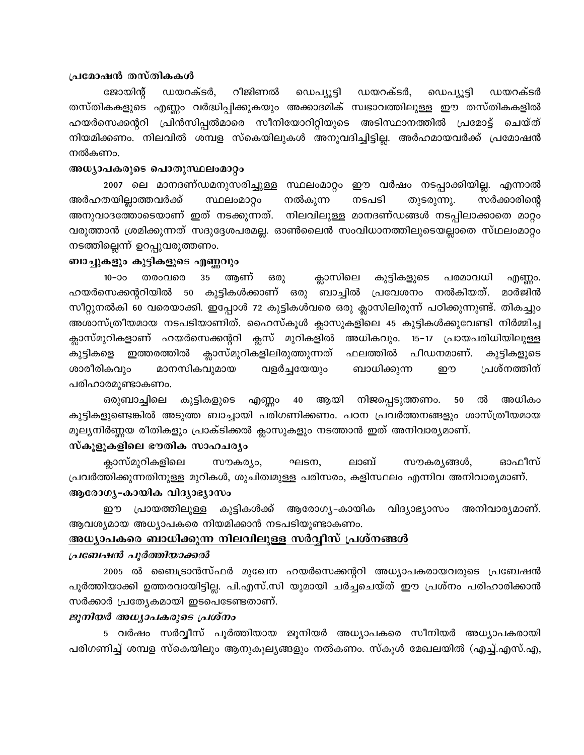**പ്രമോഷൻ തസ്തികകൾ**

ജോയിന്റ് ഡയറക്ടർ, റീജിണൽ ഡെപ്യൂട്ടി ഡയറക്ടർ, ഡെപ്യൂട്ടി ഡയറക്ടർ തസ്തികകളുടെ എണ്ണം വർദ്ധിപ്പിക്കുകയും അക്കാദമിക് സ്വഭാവത്തിലുള്ള ഈ തസ്തികകളിൽ ഹയർസെക്കന്ററി പ്രിൻസിപ്പൽമാരെ സീനിയോറിറ്റിയുടെ അടിസ്ഥാനത്തിൽ പ്രമോട്ട് ചെയ്ത് നിയമിക്കണം. നിലവിൽ ശമ്പള സ്കെയിലുകൾ അനുവദിച്ചിട്ടില്ല. അർഹമായവർക്ക് പ്രമോഷൻ നൽകണം.

**അധ്യാപകരുടെ പൊതുസ്ഥലംമാറ്റം**

2007 ലെ മാനദണ്ഡമനുസരിച്ചുള്ള സ്ഥലംമാറ്റം ഈ വർഷം നടപ്പാക്കിയില്ല. എന്നാൽ അർഹതയില്ലാത്തവർക്ക് സ്ഥലംമാറ്റം നൽകുന്ന നടപടി തുടരുന്നു. സർക്കാരിന്റെ അനുവാദത്തോടെയാണ് ഇത് നടക്കുന്നത്. നിലവിലുള്ള മാനദണ്ഡങ്ങൾ നടപ്പിലാക്കാതെ മാറ്റം വരുത്താൻ ശ്രമിക്കുന്നത് സദുദ്ദേശപരമല്ല. ഓൺലൈൻ സംവിധാനത്തിലൂടെയല്ലാതെ സ്ഥലംമാറ്റം നടത്തില്ലെന്ന് ഉറപ്പുവരുത്തണം.

**ബാച്ചുകളും കുട്ടികളുടെ എണ്ണവും**

10-ാം തരംവരെ 35 ആണ് ഒരു ക്ലാസിലെ കുട്ടികളുടെ പരമാവധി എണ്ണം. ഹയർസെക്കന്ററിയിൽ 50 കുട്ടികൾക്കാണ് ഒരു ബാച്ചിൽ പ്രവേശനം നൽകിയത്. മാർജിൻ സീറ്റുനൽകി 60 വരെയാക്കി. ഇപ്പോൾ 72 കുട്ടികൾവരെ ഒരു ക്ലാസിലിരുന്ന് പഠിക്കുന്നുണ്ട്. തികച്ചും അശാസ്ത്രീയമായ നടപടിയാണിത്. ഹൈസ്കൂൾ ക്ലാസുകളിലെ 45 കുട്ടികൾക്കുവേണ്ടി നിർമ്മിച്ച ക്ലാസ്മുറികളാണ് ഹയർസെക്കന്ററി ക്ലസ് മുറികളിൽ അധികവും. 15-17 പ്രായപരിധിയിലുള്ള കുട്ടികളെ ഇത്തരത്തിൽ ക്ലാസ്മുറികളിലിരുത്തുന്നത് ഫലത്തിൽ പീഡനമാണ്. കുട്ടികളുടെ ശാരീരികവും മാനസികവുമായ വളർച്ചയേയും ബാധിക്കുന്ന ഈ പ്രശ്നത്തിന് പരിഹാരമുണ്ടാകണം.

ഒരുബാച്ചിലെ കുട്ടികളുടെ എണ്ണം 40 ആയി നിജപ്പെടുത്തണം. 50 ൽ അധികം കുട്ടികളുണ്ടെങ്കിൽ അടുത്ത ബാച്ചായി പരിഗണിക്കണം. പഠന പ്രവർത്തനങ്ങളും ശാസ്ത്രീയമായ മൂല്യനിർണ്ണയ രീതികളും പ്രാക്ടിക്കൽ ക്ലാസുകളും നടത്താൻ ഇത് അനിവാര്യമാണ്.

**സ്കൂളുകളിലെ ഭൗതിക സാഹചര്യം**

ക്ലാസ്മുറികളിലെ സൗകര്യം, ഘടന, ലാബ് സൗകര്യങ്ങൾ, ഓഫീസ് പ്രവർത്തിക്കുന്നതിനുള്ള മുറികൾ, ശുചിത്വമുള്ള പരിസരം, കളിസ്ഥലം എന്നിവ അനിവാര്യമാണ്.

**ആരോഗ്യ-കായിക വിദ്യാഭ്യാസം**

ഈ പ്രായത്തിലുള്ള കുട്ടികൾക്ക് ആരോഗ്യ-കായിക വിദ്യാഭ്യാസം അനിവാര്യമാണ്. ആവശ്യമായ അധ്യാപകരെ നിയമിക്കാൻ നടപടിയുണ്ടാകണം.

## അധ്യാപകരെ ബാധിക്കുന്ന നിലവിലുള്ള സർവ്വീസ് പ്രശ്നങ്ങൾ

***പ്രബേഷൻ പൂർത്തിയാക്കൽ***

2005 ൽ ബൈട്രാൻസ്ഫർ മുഖേന ഹയർസെക്കന്ററി അധ്യാപകരായവരുടെ പ്രബേഷൻ പൂർത്തിയാക്കി ഉത്തരവായിട്ടില്ല. പി.എസ്.സി യുമായി ചർച്ചചെയ്ത് ഈ പ്രശ്നം പരിഹാരിക്കാൻ സർക്കാർ പ്രത്യേകമായി ഇടപെടേണ്ടതാണ്.

***ജൂനിയർ അധ്യാപകരുടെ പ്രശ്നം***

5 വർഷം സർവ്വീസ് പൂർത്തിയായ ജൂനിയർ അധ്യാപകരെ സീനിയർ അധ്യാപകരായി പരിഗണിച്ച് ശമ്പള സ്കെയിലും ആനുകൂല്യങ്ങളും നൽകണം. സ്കൂൾ മേഖലയിൽ (എച്ച്.എസ്.എ,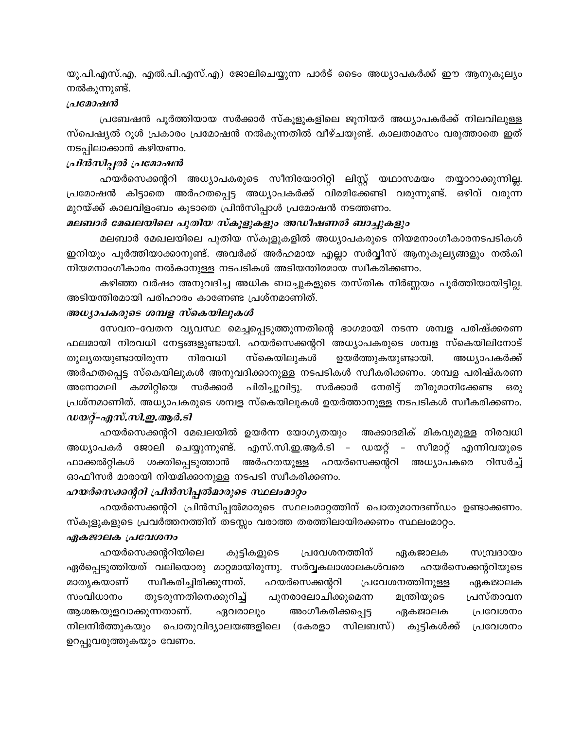യു.പി.എസ്.എ, എൽ.പി.എസ്.എ) ജോലിചെയ്യുന്ന പാർട് ടൈം അധ്യാപകർക്ക് ഈ ആനുകൂല്യം നൽകുന്നുണ്ട്.

### *പ്രമോഷൻ*

പ്രബേഷൻ പൂർത്തിയായ സർക്കാർ സ്കൂളുകളിലെ ജൂനിയർ അധ്യാപകർക്ക് നിലവിലുള്ള സ്പെഷ്യൽ റൂൾ പ്രകാരം പ്രമോഷൻ നൽകുന്നതിൽ വീഴ്ചയുണ്ട്. കാലതാമസം വരുത്താതെ ഇത് നടപ്പിലാക്കാൻ കഴിയണം.

### *പ്രിൻസിപ്പൽ പ്രമോഷൻ*

ഹയർസെക്കന്ററി അധ്യാപകരുടെ സീനിയോറിറ്റി ലിസ്റ്റ് യഥാസമയം തയ്യാറാക്കുന്നില്ല. പ്രമോഷൻ കിട്ടാതെ അർഹതപ്പെട്ട അധ്യാപകർക്ക് വിരമിക്കേണ്ടി വരുന്നുണ്ട്. ഒഴിവ് വരുന്ന മുറയ്ക്ക് കാലവിളംബം കൂടാതെ പ്രിൻസിപ്പാൾ പ്രമോഷൻ നടത്തണം.

### *മലബാർ മേഖലയിലെ പുതിയ സ്കൂളുകളും അഡീഷണൽ ബാച്ചുകളും*

മലബാർ മേഖലയിലെ പുതിയ സ്കൂളുകളിൽ അധ്യാപകരുടെ നിയമനാംഗീകാരനടപടികൾ ഇനിയും പൂർത്തിയാക്കാനുണ്ട്. അവർക്ക് അർഹമായ എല്ലാ സർവ്വീസ് ആനുകൂല്യങ്ങളും നൽകി നിയമനാംഗീകാരം നൽകാനുള്ള നടപടികൾ അടിയന്തിരമായ സ്വീകരിക്കണം.

കഴിഞ്ഞ വർഷം അനുവദിച്ച അധിക ബാച്ചുകളുടെ തസ്തിക നിർണ്ണയം പൂർത്തിയായിട്ടില്ല. അടിയന്തിരമായി പരിഹാരം കാണേണ്ട പ്രശ്നമാണിത്.

### *അധ്യാപകരുടെ ശമ്പള സ്കെയിലുകൾ*

സേവന-വേതന വ്യവസ്ഥ മെച്ചപ്പെടുത്തുന്നതിന്റെ ഭാഗമായി നടന്ന ശമ്പള പരിഷ്ക്കരണ ഫലമായി നിരവധി നേട്ടങ്ങളുണ്ടായി. ഹയർസെക്കന്ററി അധ്യാപകരുടെ ശമ്പള സ്കെയിലിനോട് തുല്യതയുണ്ടായിരുന്ന നിരവധി സ്കെയിലുകൾ ഉയർത്തുകയുണ്ടായി. അധ്യാപകർക്ക് അർഹതപ്പെട്ട സ്കെയിലുകൾ അനുവദിക്കാനുള്ള നടപടികൾ സ്വീകരിക്കണം. ശമ്പള പരിഷ്കരണ അനോമലി കമ്മിറ്റിയെ സർക്കാർ പിരിച്ചുവിട്ടു. സർക്കാർ നേരിട്ട് തീരുമാനിക്കേണ്ട ഒരു പ്രശ്നമാണിത്. അധ്യാപകരുടെ ശമ്പള സ്കെയിലുകൾ ഉയർത്താനുള്ള നടപടികൾ സ്വീകരിക്കണം.

### *ഡയറ്റ്-എസ്.സി.ഇ.ആർ.ടി*

ഹയർസെക്കന്ററി മേഖലയിൽ ഉയർന്ന യോഗ്യതയും അക്കാദമിക് മികവുമുള്ള നിരവധി അധ്യാപകർ ജോലി ചെയ്യുന്നുണ്ട്. എസ്.സി.ഇ.ആർ.ടി - ഡയറ്റ് - സീമാറ്റ് എന്നിവയുടെ ഫാക്കൽറ്റികൾ ശക്തിപ്പെടുത്താൻ അർഹതയുള്ള ഹയർസെക്കന്ററി അധ്യാപകരെ റിസർച്ച് ഓഫീസർ മാരായി നിയമിക്കാനുള്ള നടപടി സ്വീകരിക്കണം.

### *ഹയർസെക്കന്ററി പ്രിൻസിപ്പൽമാരുടെ സ്ഥലംമാറ്റം*

ഹയർസെക്കന്ററി പ്രിൻസിപ്പൽമാരുടെ സ്ഥലംമാറ്റത്തിന് പൊതുമാനദണ്ഡം ഉണ്ടാക്കണം. സ്കൂളുകളുടെ പ്രവർത്തനത്തിന് തടസ്സം വരാത്ത തരത്തിലായിരക്കണം സ്ഥലംമാറ്റം.

### *ഏകജാലക പ്രവേശനം*

ഹയർസെക്കന്ററിയിലെ കുട്ടികളുടെ പ്രവേശനത്തിന് ഏകജാലക സമ്പ്രദായം ഏർപ്പെടുത്തിയത് വലിയൊരു മാറ്റമായിരുന്നു. സർവ്വകലാശാലകൾവരെ ഹയർസെക്കന്ററിയുടെ മാതൃകയാണ് സ്വീകരിച്ചിരിക്കുന്നത്. ഹയർസെക്കന്ററി പ്രവേശനത്തിനുള്ള ഏകജാലക സംവിധാനം തുടരുന്നതിനെക്കുറിച്ച് പുനരാലോചിക്കുമെന്ന മന്ത്രിയുടെ പ്രസ്താവന ആശങ്കയുളവാക്കുന്നതാണ്. ഏവരാലും അംഗീകരിക്കപ്പെട്ട ഏകജാലക പ്രവേശനം നിലനിർത്തുകയും പൊതുവിദ്യാലയങ്ങളിലെ (കേരളാ സിലബസ്) കുട്ടികൾക്ക് പ്രവേശനം ഉറപ്പുവരുത്തുകയും വേണം.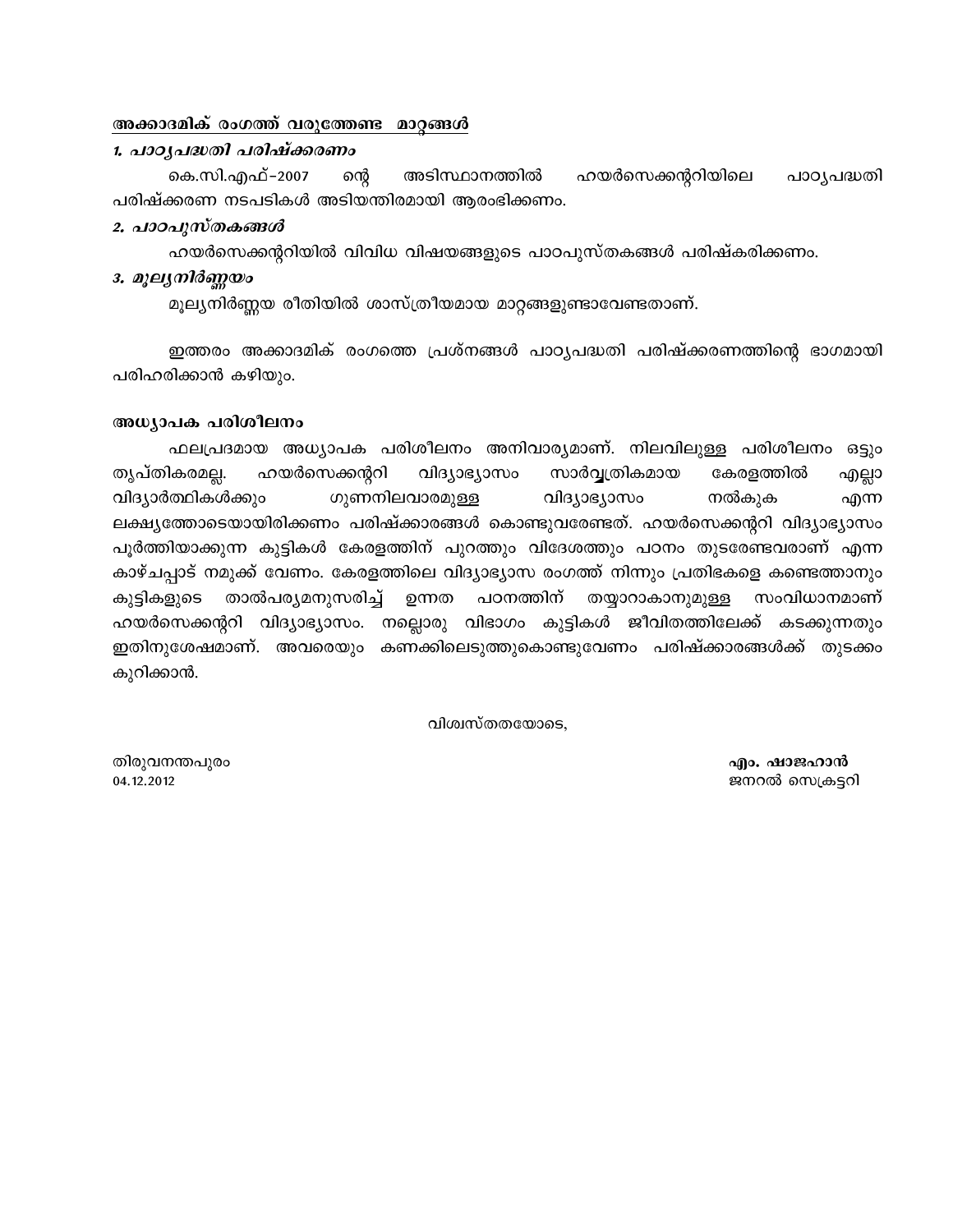<u>**അക്കാദമിക് രംഗത്ത് വരുത്തേണ്ട മാറ്റങ്ങൾ**</u>

***1. പാഠ്യപദ്ധതി പരിഷ്ക്കരണം***

കെ.സി.എഫ്-2007 ന്റെ അടിസ്ഥാനത്തിൽ ഹയർസെക്കന്ററിയിലെ പാഠ്യപദ്ധതി പരിഷ്ക്കരണ നടപടികൾ അടിയന്തിരമായി ആരംഭിക്കണം.

***2. പാഠപുസ്തകങ്ങൾ***

ഹയർസെക്കന്ററിയിൽ വിവിധ വിഷയങ്ങളുടെ പാഠപുസ്തകങ്ങൾ പരിഷ്കരിക്കണം.

***3. മൂല്യനിർണ്ണയം***

മൂല്യനിർണ്ണയ രീതിയിൽ ശാസ്ത്രീയമായ മാറ്റങ്ങളുണ്ടാവേണ്ടതാണ്.

ഇത്തരം അക്കാദമിക് രംഗത്തെ പ്രശ്നങ്ങൾ പാഠ്യപദ്ധതി പരിഷ്ക്കരണത്തിന്റെ ഭാഗമായി പരിഹരിക്കാൻ കഴിയും.

**അധ്യാപക പരിശീലനം**

ഫലപ്രദമായ അധ്യാപക പരിശീലനം അനിവാര്യമാണ്. നിലവിലുള്ള പരിശീലനം ഒട്ടും തൃപ്തികരമല്ല. ഹയർസെക്കന്ററി വിദ്യാഭ്യാസം സാർവ്വത്രികമായ കേരളത്തിൽ എല്ലാ വിദ്യാർത്ഥികൾക്കും ഗുണനിലവാരമുള്ള വിദ്യാഭ്യാസം നൽകുക എന്ന ലക്ഷ്യത്തോടെയായിരിക്കണം പരിഷ്ക്കാരങ്ങൾ കൊണ്ടുവരേണ്ടത്. ഹയർസെക്കന്ററി വിദ്യാഭ്യാസം പൂർത്തിയാക്കുന്ന കുട്ടികൾ കേരളത്തിന് പുറത്തും വിദേശത്തും പഠനം തുടരേണ്ടവരാണ് എന്ന കാഴ്ചപ്പാട് നമുക്ക് വേണം. കേരളത്തിലെ വിദ്യാഭ്യാസ രംഗത്ത് നിന്നും പ്രതിഭകളെ കണ്ടെത്താനും കുട്ടികളുടെ താൽപര്യമനുസരിച്ച് ഉന്നത പഠനത്തിന് തയ്യാറാകാനുമുള്ള സംവിധാനമാണ് ഹയർസെക്കന്ററി വിദ്യാഭ്യാസം. നല്ലൊരു വിഭാഗം കുട്ടികൾ ജീവിതത്തിലേക്ക് കടക്കുന്നതും ഇതിനുശേഷമാണ്. അവരെയും കണക്കിലെടുത്തുകൊണ്ടുവേണം പരിഷ്ക്കാരങ്ങൾക്ക് തുടക്കം കുറിക്കാൻ.

വിശ്വസ്തതയോടെ,

തിരുവനന്തപുരം
04.12.2012

**എം. ഷാജഹാൻ**
ജനറൽ സെക്രട്ടറി